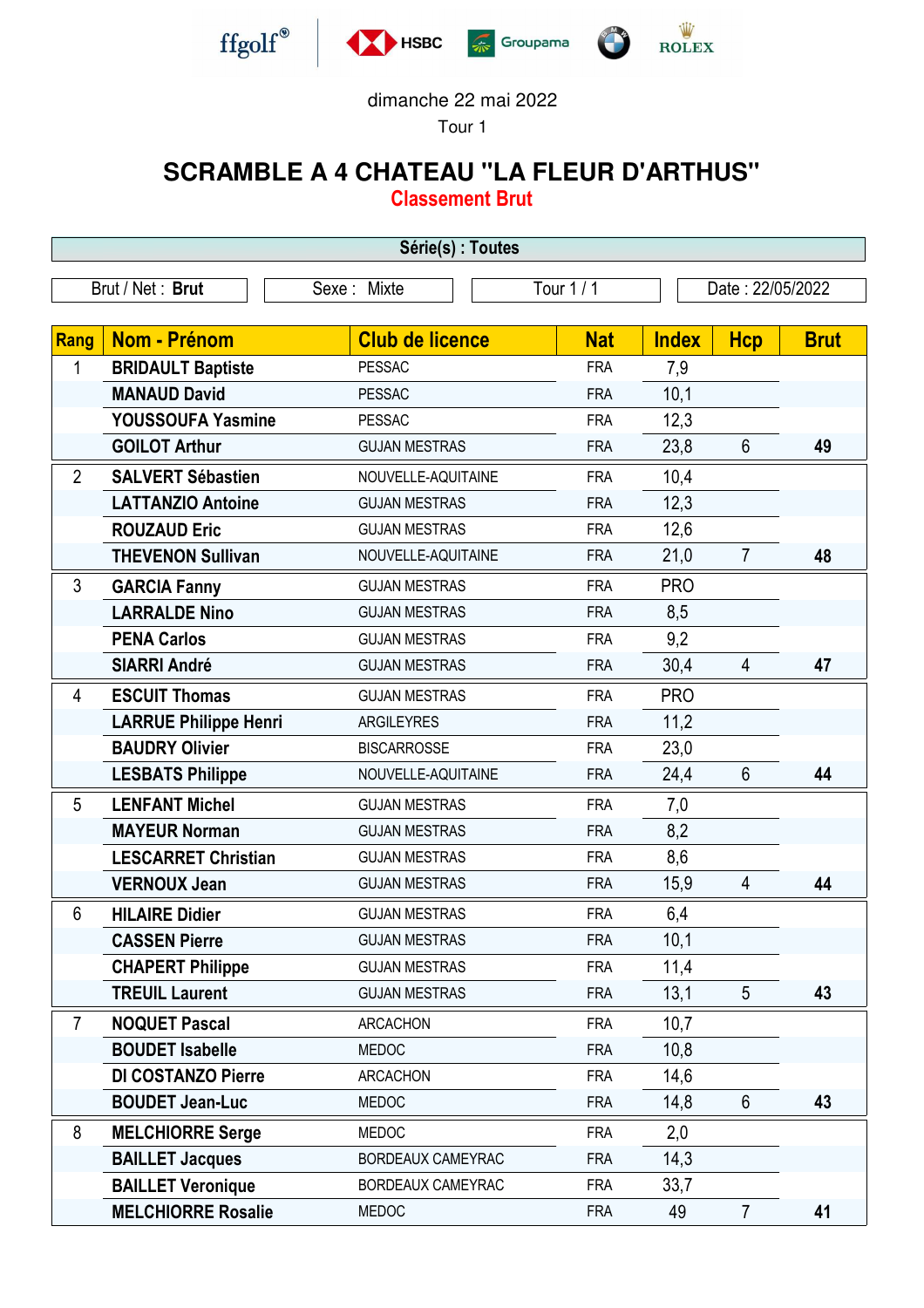ffgolf® | HSBC | Groupama | ROLEX

dimanche 22 mai 2022

Tour 1

# SCRAMBLE A 4 CHATEAU "LA FLEUR D'ARTHUS"

## Classement Brut

**Série(s) : Toutes**

| Brut / Net : **Brut** | Sexe : Mixte | Tour 1 / 1 | Date : 22/05/2022 |
|---|---|---|---|

| Rang | Nom - Prénom | Club de licence | Nat | Index | Hcp | Brut |
|---|---|---|---|---|---|---|
| 1 | **BRIDAULT Baptiste** | PESSAC | FRA | 7,9 | | |
| | **MANAUD David** | PESSAC | FRA | 10,1 | | |
| | **YOUSSOUFA Yasmine** | PESSAC | FRA | 12,3 | | |
| | **GOILOT Arthur** | GUJAN MESTRAS | FRA | 23,8 | 6 | **49** |
| 2 | **SALVERT Sébastien** | NOUVELLE-AQUITAINE | FRA | 10,4 | | |
| | **LATTANZIO Antoine** | GUJAN MESTRAS | FRA | 12,3 | | |
| | **ROUZAUD Eric** | GUJAN MESTRAS | FRA | 12,6 | | |
| | **THEVENON Sullivan** | NOUVELLE-AQUITAINE | FRA | 21,0 | 7 | **48** |
| 3 | **GARCIA Fanny** | GUJAN MESTRAS | FRA | PRO | | |
| | **LARRALDE Nino** | GUJAN MESTRAS | FRA | 8,5 | | |
| | **PENA Carlos** | GUJAN MESTRAS | FRA | 9,2 | | |
| | **SIARRI André** | GUJAN MESTRAS | FRA | 30,4 | 4 | **47** |
| 4 | **ESCUIT Thomas** | GUJAN MESTRAS | FRA | PRO | | |
| | **LARRUE Philippe Henri** | ARGILEYRES | FRA | 11,2 | | |
| | **BAUDRY Olivier** | BISCARROSSE | FRA | 23,0 | | |
| | **LESBATS Philippe** | NOUVELLE-AQUITAINE | FRA | 24,4 | 6 | **44** |
| 5 | **LENFANT Michel** | GUJAN MESTRAS | FRA | 7,0 | | |
| | **MAYEUR Norman** | GUJAN MESTRAS | FRA | 8,2 | | |
| | **LESCARRET Christian** | GUJAN MESTRAS | FRA | 8,6 | | |
| | **VERNOUX Jean** | GUJAN MESTRAS | FRA | 15,9 | 4 | **44** |
| 6 | **HILAIRE Didier** | GUJAN MESTRAS | FRA | 6,4 | | |
| | **CASSEN Pierre** | GUJAN MESTRAS | FRA | 10,1 | | |
| | **CHAPERT Philippe** | GUJAN MESTRAS | FRA | 11,4 | | |
| | **TREUIL Laurent** | GUJAN MESTRAS | FRA | 13,1 | 5 | **43** |
| 7 | **NOQUET Pascal** | ARCACHON | FRA | 10,7 | | |
| | **BOUDET Isabelle** | MEDOC | FRA | 10,8 | | |
| | **DI COSTANZO Pierre** | ARCACHON | FRA | 14,6 | | |
| | **BOUDET Jean-Luc** | MEDOC | FRA | 14,8 | 6 | **43** |
| 8 | **MELCHIORRE Serge** | MEDOC | FRA | 2,0 | | |
| | **BAILLET Jacques** | BORDEAUX CAMEYRAC | FRA | 14,3 | | |
| | **BAILLET Veronique** | BORDEAUX CAMEYRAC | FRA | 33,7 | | |
| | **MELCHIORRE Rosalie** | MEDOC | FRA | 49 | 7 | **41** |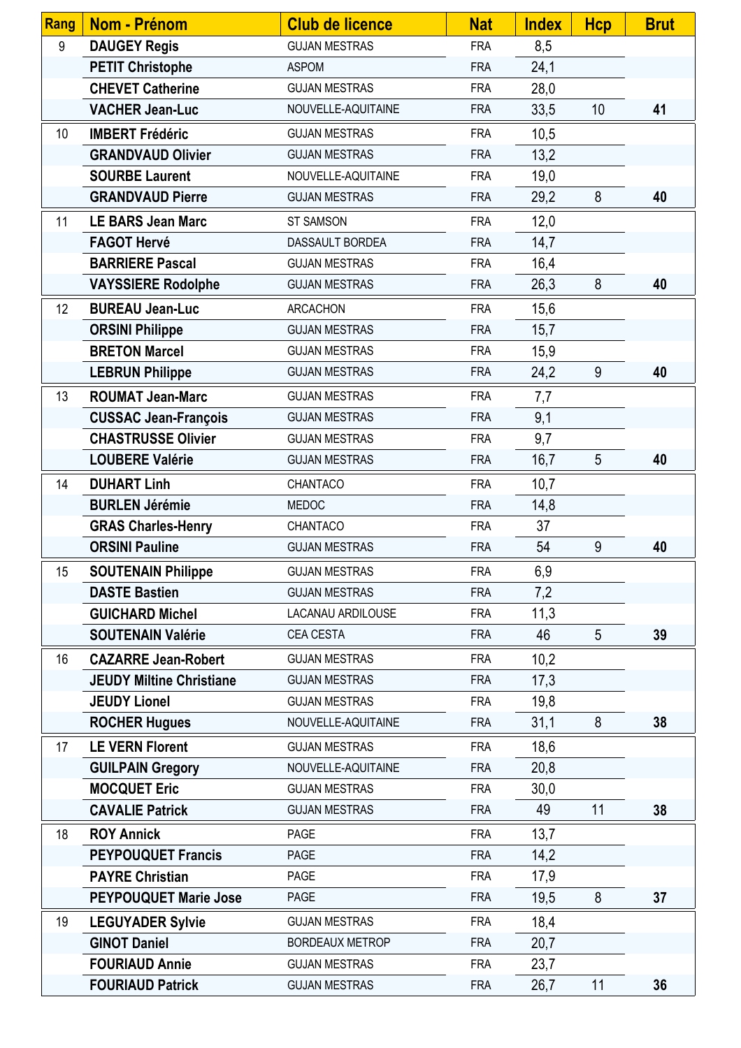| Rang | Nom - Prénom | Club de licence | Nat | Index | Hcp | Brut |
|---|---|---|---|---|---|---|
| 9 | **DAUGEY Regis** | GUJAN MESTRAS | FRA | 8,5 | | |
| | **PETIT Christophe** | ASPOM | FRA | 24,1 | | |
| | **CHEVET Catherine** | GUJAN MESTRAS | FRA | 28,0 | | |
| | **VACHER Jean-Luc** | NOUVELLE-AQUITAINE | FRA | 33,5 | 10 | **41** |
| 10 | **IMBERT Frédéric** | GUJAN MESTRAS | FRA | 10,5 | | |
| | **GRANDVAUD Olivier** | GUJAN MESTRAS | FRA | 13,2 | | |
| | **SOURBE Laurent** | NOUVELLE-AQUITAINE | FRA | 19,0 | | |
| | **GRANDVAUD Pierre** | GUJAN MESTRAS | FRA | 29,2 | 8 | **40** |
| 11 | **LE BARS Jean Marc** | ST SAMSON | FRA | 12,0 | | |
| | **FAGOT Hervé** | DASSAULT BORDEA | FRA | 14,7 | | |
| | **BARRIERE Pascal** | GUJAN MESTRAS | FRA | 16,4 | | |
| | **VAYSSIERE Rodolphe** | GUJAN MESTRAS | FRA | 26,3 | 8 | **40** |
| 12 | **BUREAU Jean-Luc** | ARCACHON | FRA | 15,6 | | |
| | **ORSINI Philippe** | GUJAN MESTRAS | FRA | 15,7 | | |
| | **BRETON Marcel** | GUJAN MESTRAS | FRA | 15,9 | | |
| | **LEBRUN Philippe** | GUJAN MESTRAS | FRA | 24,2 | 9 | **40** |
| 13 | **ROUMAT Jean-Marc** | GUJAN MESTRAS | FRA | 7,7 | | |
| | **CUSSAC Jean-François** | GUJAN MESTRAS | FRA | 9,1 | | |
| | **CHASTRUSSE Olivier** | GUJAN MESTRAS | FRA | 9,7 | | |
| | **LOUBERE Valérie** | GUJAN MESTRAS | FRA | 16,7 | 5 | **40** |
| 14 | **DUHART Linh** | CHANTACO | FRA | 10,7 | | |
| | **BURLEN Jérémie** | MEDOC | FRA | 14,8 | | |
| | **GRAS Charles-Henry** | CHANTACO | FRA | 37 | | |
| | **ORSINI Pauline** | GUJAN MESTRAS | FRA | 54 | 9 | **40** |
| 15 | **SOUTENAIN Philippe** | GUJAN MESTRAS | FRA | 6,9 | | |
| | **DASTE Bastien** | GUJAN MESTRAS | FRA | 7,2 | | |
| | **GUICHARD Michel** | LACANAU ARDILOUSE | FRA | 11,3 | | |
| | **SOUTENAIN Valérie** | CEA CESTA | FRA | 46 | 5 | **39** |
| 16 | **CAZARRE Jean-Robert** | GUJAN MESTRAS | FRA | 10,2 | | |
| | **JEUDY Miltine Christiane** | GUJAN MESTRAS | FRA | 17,3 | | |
| | **JEUDY Lionel** | GUJAN MESTRAS | FRA | 19,8 | | |
| | **ROCHER Hugues** | NOUVELLE-AQUITAINE | FRA | 31,1 | 8 | **38** |
| 17 | **LE VERN Florent** | GUJAN MESTRAS | FRA | 18,6 | | |
| | **GUILPAIN Gregory** | NOUVELLE-AQUITAINE | FRA | 20,8 | | |
| | **MOCQUET Eric** | GUJAN MESTRAS | FRA | 30,0 | | |
| | **CAVALIE Patrick** | GUJAN MESTRAS | FRA | 49 | 11 | **38** |
| 18 | **ROY Annick** | PAGE | FRA | 13,7 | | |
| | **PEYPOUQUET Francis** | PAGE | FRA | 14,2 | | |
| | **PAYRE Christian** | PAGE | FRA | 17,9 | | |
| | **PEYPOUQUET Marie Jose** | PAGE | FRA | 19,5 | 8 | **37** |
| 19 | **LEGUYADER Sylvie** | GUJAN MESTRAS | FRA | 18,4 | | |
| | **GINOT Daniel** | BORDEAUX METROP | FRA | 20,7 | | |
| | **FOURIAUD Annie** | GUJAN MESTRAS | FRA | 23,7 | | |
| | **FOURIAUD Patrick** | GUJAN MESTRAS | FRA | 26,7 | 11 | **36** |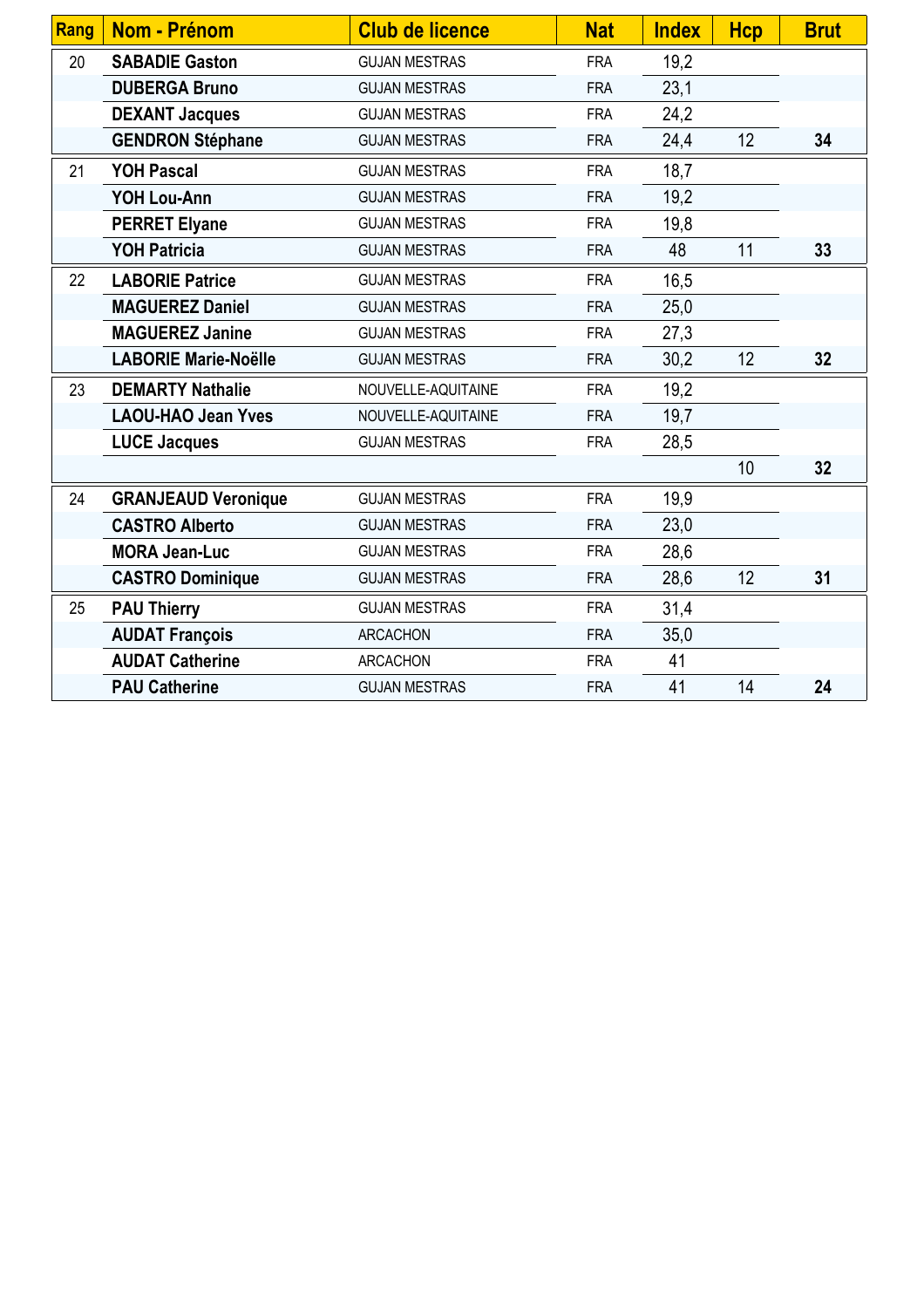| Rang | Nom - Prénom | Club de licence | Nat | Index | Hcp | Brut |
|---|---|---|---|---|---|---|
| 20 | **SABADIE Gaston** | GUJAN MESTRAS | FRA | 19,2 | | |
| | **DUBERGA Bruno** | GUJAN MESTRAS | FRA | 23,1 | | |
| | **DEXANT Jacques** | GUJAN MESTRAS | FRA | 24,2 | | |
| | **GENDRON Stéphane** | GUJAN MESTRAS | FRA | 24,4 | 12 | **34** |
| 21 | **YOH Pascal** | GUJAN MESTRAS | FRA | 18,7 | | |
| | **YOH Lou-Ann** | GUJAN MESTRAS | FRA | 19,2 | | |
| | **PERRET Elyane** | GUJAN MESTRAS | FRA | 19,8 | | |
| | **YOH Patricia** | GUJAN MESTRAS | FRA | 48 | 11 | **33** |
| 22 | **LABORIE Patrice** | GUJAN MESTRAS | FRA | 16,5 | | |
| | **MAGUEREZ Daniel** | GUJAN MESTRAS | FRA | 25,0 | | |
| | **MAGUEREZ Janine** | GUJAN MESTRAS | FRA | 27,3 | | |
| | **LABORIE Marie-Noëlle** | GUJAN MESTRAS | FRA | 30,2 | 12 | **32** |
| 23 | **DEMARTY Nathalie** | NOUVELLE-AQUITAINE | FRA | 19,2 | | |
| | **LAOU-HAO Jean Yves** | NOUVELLE-AQUITAINE | FRA | 19,7 | | |
| | **LUCE Jacques** | GUJAN MESTRAS | FRA | 28,5 | | |
| | | | | | 10 | **32** |
| 24 | **GRANJEAUD Veronique** | GUJAN MESTRAS | FRA | 19,9 | | |
| | **CASTRO Alberto** | GUJAN MESTRAS | FRA | 23,0 | | |
| | **MORA Jean-Luc** | GUJAN MESTRAS | FRA | 28,6 | | |
| | **CASTRO Dominique** | GUJAN MESTRAS | FRA | 28,6 | 12 | **31** |
| 25 | **PAU Thierry** | GUJAN MESTRAS | FRA | 31,4 | | |
| | **AUDAT François** | ARCACHON | FRA | 35,0 | | |
| | **AUDAT Catherine** | ARCACHON | FRA | 41 | | |
| | **PAU Catherine** | GUJAN MESTRAS | FRA | 41 | 14 | **24** |